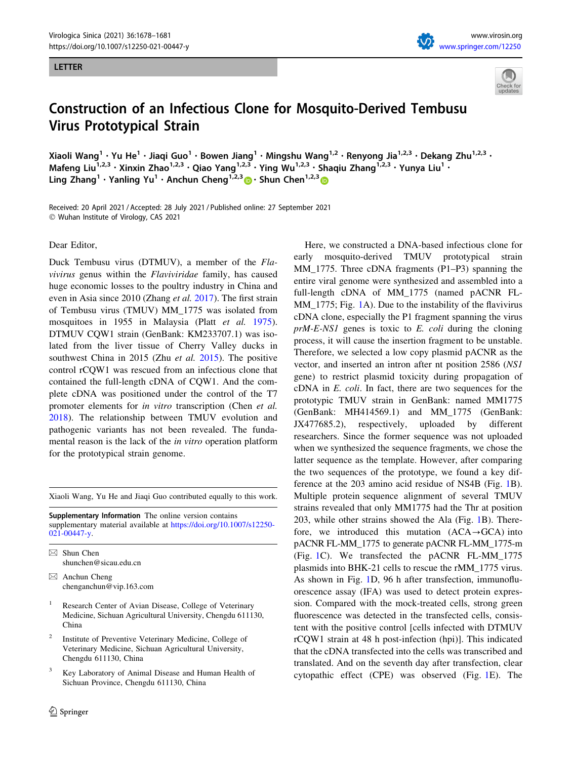LETTER

# Construction of an Infectious Clone for Mosquito-Derived Tembusu Virus Prototypical Strain

Xiaoli Wang[1] · Yu He[1] · Jiaqi Guo[1] · Bowen Jiang[1] · Mingshu Wang[1,2] · Renyong Jia[1,2,3] · Dekang Zhu[1,2,3] · Mafeng Liu[1,2,3] · Xinxin Zhao[1,2,3] · Qiao Yang[1,2,3] · Ying Wu[1,2,3] · Shaqiu Zhang[1,2,3] · Yunya Liu[1] · Ling Zhang[1] · Yanling Yu[1] · Anchun Cheng[1,2,3] · Shun Chen[1,2,3]

Received: 20 April 2021 / Accepted: 28 July 2021 / Published online: 27 September 2021
© Wuhan Institute of Virology, CAS 2021

Dear Editor,

Duck Tembusu virus (DTMUV), a member of the *Flavivirus* genus within the *Flaviviridae* family, has caused huge economic losses to the poultry industry in China and even in Asia since 2010 (Zhang *et al.* 2017). The first strain of Tembusu virus (TMUV) MM_1775 was isolated from mosquitoes in 1955 in Malaysia (Platt *et al.* 1975). DTMUV CQW1 strain (GenBank: KM233707.1) was isolated from the liver tissue of Cherry Valley ducks in southwest China in 2015 (Zhu *et al.* 2015). The positive control rCQW1 was rescued from an infectious clone that contained the full-length cDNA of CQW1. And the complete cDNA was positioned under the control of the T7 promoter elements for *in vitro* transcription (Chen *et al.* 2018). The relationship between TMUV evolution and pathogenic variants has not been revealed. The fundamental reason is the lack of the *in vitro* operation platform for the prototypical strain genome.

Here, we constructed a DNA-based infectious clone for early mosquito-derived TMUV prototypical strain MM_1775. Three cDNA fragments (P1–P3) spanning the entire viral genome were synthesized and assembled into a full-length cDNA of MM_1775 (named pACNR FL-MM_1775; Fig. 1A). Due to the instability of the flavivirus cDNA clone, especially the P1 fragment spanning the virus *prM-E-NS1* genes is toxic to *E. coli* during the cloning process, it will cause the insertion fragment to be unstable. Therefore, we selected a low copy plasmid pACNR as the vector, and inserted an intron after nt position 2586 (*NS1* gene) to restrict plasmid toxicity during propagation of cDNA in *E. coli*. In fact, there are two sequences for the prototypic TMUV strain in GenBank: named MM1775 (GenBank: MH414569.1) and MM_1775 (GenBank: JX477685.2), respectively, uploaded by different researchers. Since the former sequence was not uploaded when we synthesized the sequence fragments, we chose the latter sequence as the template. However, after comparing the two sequences of the prototype, we found a key difference at the 203 amino acid residue of NS4B (Fig. 1B). Multiple protein sequence alignment of several TMUV strains revealed that only MM1775 had the Thr at position 203, while other strains showed the Ala (Fig. 1B). Therefore, we introduced this mutation (ACA→GCA) into pACNR FL-MM_1775 to generate pACNR FL-MM_1775-m (Fig. 1C). We transfected the pACNR FL-MM_1775 plasmids into BHK-21 cells to rescue the rMM_1775 virus. As shown in Fig. 1D, 96 h after transfection, immunofluorescence assay (IFA) was used to detect protein expression. Compared with the mock-treated cells, strong green fluorescence was detected in the transfected cells, consistent with the positive control [cells infected with DTMUV rCQW1 strain at 48 h post-infection (hpi)]. This indicated that the cDNA transfected into the cells was transcribed and translated. And on the seventh day after transfection, clear cytopathic effect (CPE) was observed (Fig. 1E). The

---

Xiaoli Wang, Yu He and Jiaqi Guo contributed equally to this work.

**Supplementary Information** The online version contains supplementary material available at https://doi.org/10.1007/s12250-021-00447-y.

✉ Shun Chen
shunchen@sicau.edu.cn

✉ Anchun Cheng
chenganchun@vip.163.com

[1] Research Center of Avian Disease, College of Veterinary Medicine, Sichuan Agricultural University, Chengdu 611130, China

[2] Institute of Preventive Veterinary Medicine, College of Veterinary Medicine, Sichuan Agricultural University, Chengdu 611130, China

[3] Key Laboratory of Animal Disease and Human Health of Sichuan Province, Chengdu 611130, China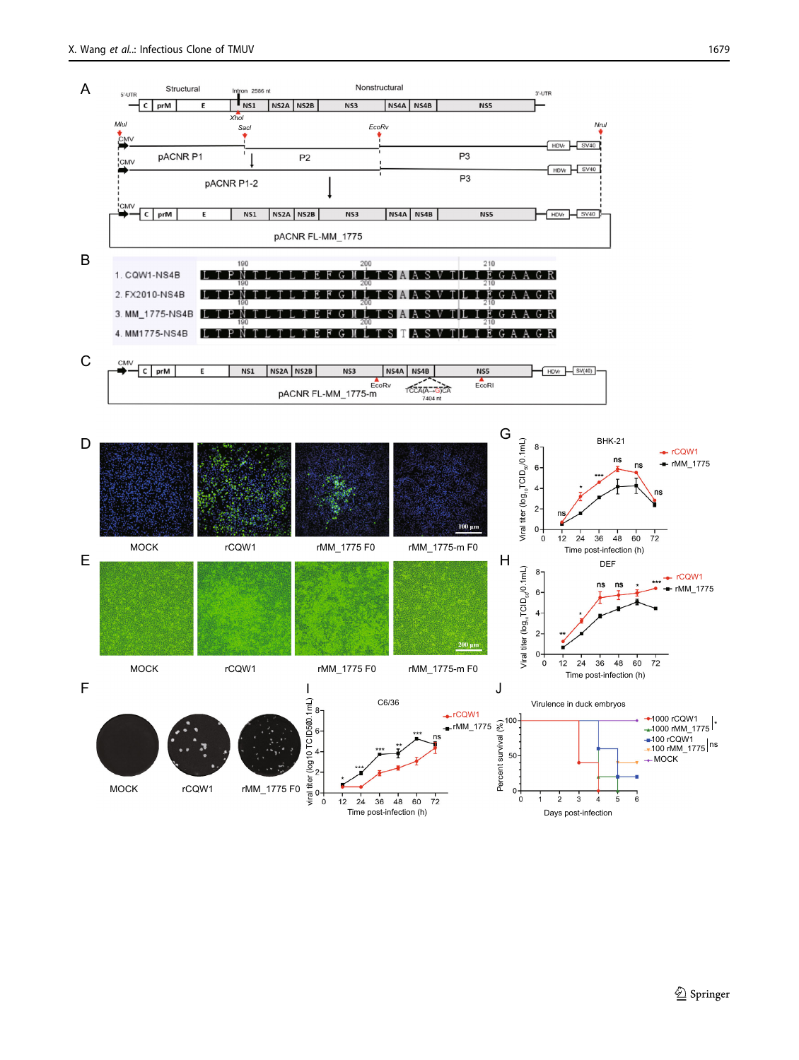A

5'-UTR | Structural | Intron 2586 nt | Nonstructural | 3'-UTR

C | prM | E | NS1 | NS2A | NS2B | NS3 | NS4A | NS4B | NS5

XhoI

MluI | SacI | EcoRv | NruI

CMV | pACNR P1 | P2 | P3 | HDVr | SV40

CMV | P3 | HDVr | SV40

pACNR P1-2

CMV | C | prM | E | NS1 | NS2A | NS2B | NS3 | NS4A | NS4B | NS5 | HDVr | SV40

pACNR FL-MM_1775

B

| | 190 | 200 | 210 |
|---|---|---|---|
| 1. CQW1-NS4B | L T P N T L T L T E F G M L T S A | A S V T I L | I E G A A G R |
| 2. FX2010-NS4B | L T P N T L T L T E F G M L T S A | A S V T I L | I E G A A G R |
| 3. MM_1775-NS4B | L T P N T L T L T E F G M L T S A | A S V T I L | I E G A A G R |
| 4. MM1775-NS4B | L T P N T L T L T E F G M L T S T | A S V T I L | I E G A A G R |

C

CMV | C | prM | E | NS1 | NS2A | NS2B | NS3 | NS4A | NS4B | NS5 | HDVr | SV(40)

EcoRv | TCCA(A→G)CA 7404 nt | EcoRI

pACNR FL-MM_1775-m

D

MOCK | rCQW1 | rMM_1775 F0 | rMM_1775-m F0 | 100 μm

E

MOCK | rCQW1 | rMM_1775 F0 | rMM_1775-m F0 | 200 μm

F

MOCK | rCQW1 | rMM_1775 F0

G

BHK-21 — Viral titer ($\log_{10}$TCID$_{50}$/0.1mL) vs. Time post-infection (h); rCQW1, rMM_1775; ns, *, ***, ns, ns, ns

H

DEF — Viral titer ($\log_{10}$TCID$_{50}$/0.1mL) vs. Time post-infection (h); rCQW1, rMM_1775; **, *, ns, ns, *, ***

I

C6/36 — viral titer (log10 TCID500.1mL) vs. Time post-infection (h); rCQW1, rMM_1775; *, ***, ***, **, ***, ns

J

Virulence in duck embryos — Percent survival (%) vs. Days post-infection; 1000 rCQW1, 1000 rMM_1775 (*); 100 rCQW1, 100 rMM_1775 (ns); MOCK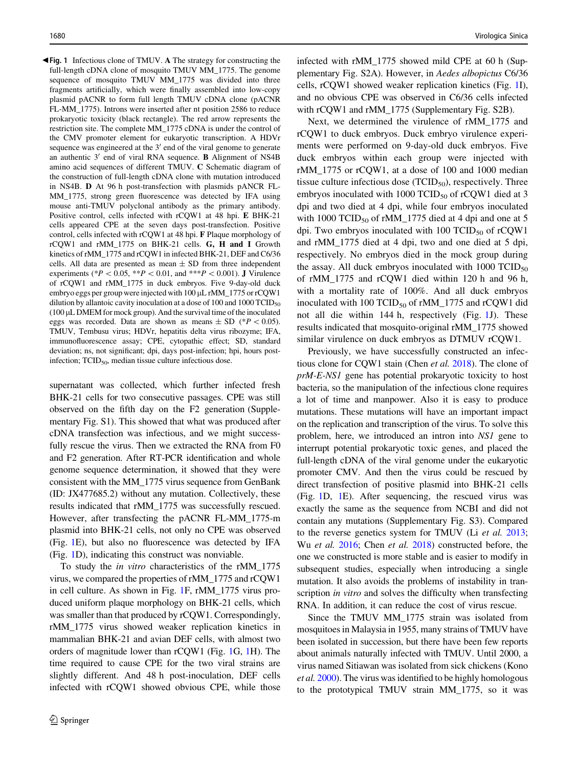**◀Fig. 1** Infectious clone of TMUV. **A** The strategy for constructing the full-length cDNA clone of mosquito TMUV MM_1775. The genome sequence of mosquito TMUV MM_1775 was divided into three fragments artificially, which were finally assembled into low-copy plasmid pACNR to form full length TMUV cDNA clone (pACNR FL-MM_1775). Introns were inserted after nt position 2586 to reduce prokaryotic toxicity (black rectangle). The red arrow represents the restriction site. The complete MM_1775 cDNA is under the control of the CMV promoter element for eukaryotic transcription. A HDVr sequence was engineered at the 3′ end of the viral genome to generate an authentic 3′ end of viral RNA sequence. **B** Alignment of NS4B amino acid sequences of different TMUV. **C** Schematic diagram of the construction of full-length cDNA clone with mutation introduced in NS4B. **D** At 96 h post-transfection with plasmids pANCR FL-MM_1775, strong green fluorescence was detected by IFA using mouse anti-TMUV polyclonal antibody as the primary antibody. Positive control, cells infected with rCQW1 at 48 hpi. **E** BHK-21 cells appeared CPE at the seven days post-transfection. Positive control, cells infected with rCQW1 at 48 hpi. **F** Plaque morphology of rCQW1 and rMM_1775 on BHK-21 cells. **G, H and I** Growth kinetics of rMM_1775 and rCQW1 in infected BHK-21, DEF and C6/36 cells. All data are presented as mean ± SD from three independent experiments (\*$P < 0.05$, \*\*$P < 0.01$, and \*\*\*$P < 0.001$). **J** Virulence of rCQW1 and rMM_1775 in duck embryos. Five 9-day-old duck embryo eggs per group were injected with 100 μL rMM_1775 or rCQW1 dilution by allantoic cavity inoculation at a dose of 100 and 1000 $TCID_{50}$ (100 μL DMEM for mock group). And the survival time of the inoculated eggs was recorded. Data are shown as means ± SD (\*$P < 0.05$). TMUV, Tembusu virus; HDVr, hepatitis delta virus ribozyme; IFA, immunofluorescence assay; CPE, cytopathic effect; SD, standard deviation; ns, not significant; dpi, days post-infection; hpi, hours post-infection; $TCID_{50}$, median tissue culture infectious dose.

supernatant was collected, which further infected fresh BHK-21 cells for two consecutive passages. CPE was still observed on the fifth day on the F2 generation (Supplementary Fig. S1). This showed that what was produced after cDNA transfection was infectious, and we might successfully rescue the virus. Then we extracted the RNA from F0 and F2 generation. After RT-PCR identification and whole genome sequence determination, it showed that they were consistent with the MM_1775 virus sequence from GenBank (ID: JX477685.2) without any mutation. Collectively, these results indicated that rMM_1775 was successfully rescued. However, after transfecting the pACNR FL-MM_1775-m plasmid into BHK-21 cells, not only no CPE was observed (Fig. 1E), but also no fluorescence was detected by IFA (Fig. 1D), indicating this construct was nonviable.

To study the *in vitro* characteristics of the rMM_1775 virus, we compared the properties of rMM_1775 and rCQW1 in cell culture. As shown in Fig. 1F, rMM_1775 virus produced uniform plaque morphology on BHK-21 cells, which was smaller than that produced by rCQW1. Correspondingly, rMM_1775 virus showed weaker replication kinetics in mammalian BHK-21 and avian DEF cells, with almost two orders of magnitude lower than rCQW1 (Fig. 1G, 1H). The time required to cause CPE for the two viral strains are slightly different. And 48 h post-inoculation, DEF cells infected with rCQW1 showed obvious CPE, while those infected with rMM_1775 showed mild CPE at 60 h (Supplementary Fig. S2A). However, in *Aedes albopictus* C6/36 cells, rCQW1 showed weaker replication kinetics (Fig. 1I), and no obvious CPE was observed in C6/36 cells infected with rCQW1 and rMM_1775 (Supplementary Fig. S2B).

Next, we determined the virulence of rMM_1775 and rCQW1 to duck embryos. Duck embryo virulence experiments were performed on 9-day-old duck embryos. Five duck embryos within each group were injected with rMM_1775 or rCQW1, at a dose of 100 and 1000 median tissue culture infectious dose ($TCID_{50}$), respectively. Three embryos inoculated with 1000 $TCID_{50}$ of rCQW1 died at 3 dpi and two died at 4 dpi, while four embryos inoculated with 1000 $TCID_{50}$ of rMM_1775 died at 4 dpi and one at 5 dpi. Two embryos inoculated with 100 $TCID_{50}$ of rCQW1 and rMM_1775 died at 4 dpi, two and one died at 5 dpi, respectively. No embryos died in the mock group during the assay. All duck embryos inoculated with 1000 $TCID_{50}$ of rMM_1775 and rCQW1 died within 120 h and 96 h, with a mortality rate of 100%. And all duck embryos inoculated with 100 $TCID_{50}$ of rMM_1775 and rCQW1 did not all die within 144 h, respectively (Fig. 1J). These results indicated that mosquito-original rMM_1775 showed similar virulence on duck embryos as DTMUV rCQW1.

Previously, we have successfully constructed an infectious clone for CQW1 stain (Chen *et al.* 2018). The clone of *prM-E-NS1* gene has potential prokaryotic toxicity to host bacteria, so the manipulation of the infectious clone requires a lot of time and manpower. Also it is easy to produce mutations. These mutations will have an important impact on the replication and transcription of the virus. To solve this problem, here, we introduced an intron into *NS1* gene to interrupt potential prokaryotic toxic genes, and placed the full-length cDNA of the viral genome under the eukaryotic promoter CMV. And then the virus could be rescued by direct transfection of positive plasmid into BHK-21 cells (Fig. 1D, 1E). After sequencing, the rescued virus was exactly the same as the sequence from NCBI and did not contain any mutations (Supplementary Fig. S3). Compared to the reverse genetics system for TMUV (Li *et al.* 2013; Wu *et al.* 2016; Chen *et al.* 2018) constructed before, the one we constructed is more stable and is easier to modify in subsequent studies, especially when introducing a single mutation. It also avoids the problems of instability in transcription *in vitro* and solves the difficulty when transfecting RNA. In addition, it can reduce the cost of virus rescue.

Since the TMUV MM_1775 strain was isolated from mosquitoes in Malaysia in 1955, many strains of TMUV have been isolated in succession, but there have been few reports about animals naturally infected with TMUV. Until 2000, a virus named Sitiawan was isolated from sick chickens (Kono *et al.* 2000). The virus was identified to be highly homologous to the prototypical TMUV strain MM_1775, so it was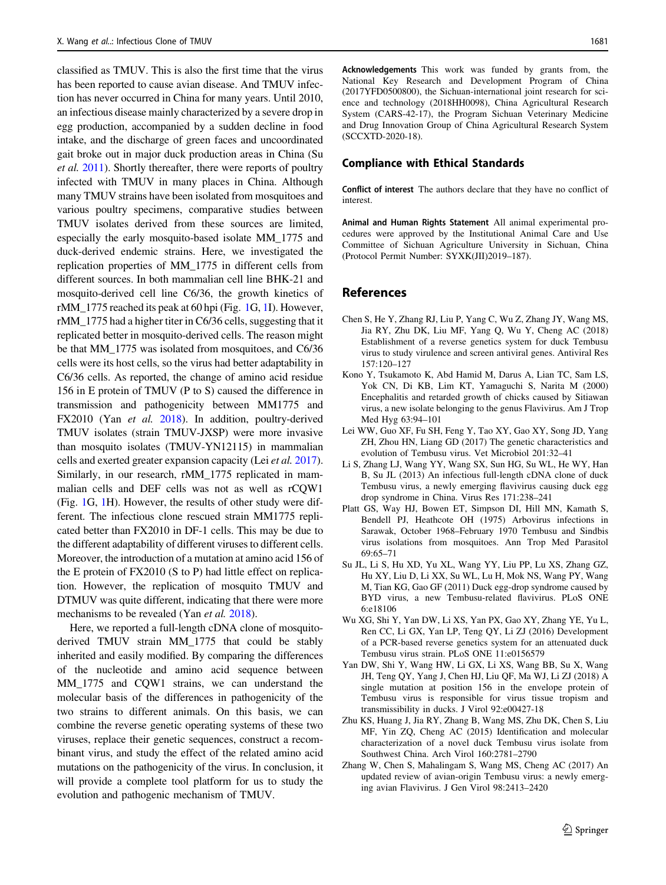classified as TMUV. This is also the first time that the virus has been reported to cause avian disease. And TMUV infection has never occurred in China for many years. Until 2010, an infectious disease mainly characterized by a severe drop in egg production, accompanied by a sudden decline in food intake, and the discharge of green faces and uncoordinated gait broke out in major duck production areas in China (Su *et al.* 2011). Shortly thereafter, there were reports of poultry infected with TMUV in many places in China. Although many TMUV strains have been isolated from mosquitoes and various poultry specimens, comparative studies between TMUV isolates derived from these sources are limited, especially the early mosquito-based isolate MM_1775 and duck-derived endemic strains. Here, we investigated the replication properties of MM_1775 in different cells from different sources. In both mammalian cell line BHK-21 and mosquito-derived cell line C6/36, the growth kinetics of rMM_1775 reached its peak at 60 hpi (Fig. 1G, 1I). However, rMM_1775 had a higher titer in C6/36 cells, suggesting that it replicated better in mosquito-derived cells. The reason might be that MM_1775 was isolated from mosquitoes, and C6/36 cells were its host cells, so the virus had better adaptability in C6/36 cells. As reported, the change of amino acid residue 156 in E protein of TMUV (P to S) caused the difference in transmission and pathogenicity between MM1775 and FX2010 (Yan *et al.* 2018). In addition, poultry-derived TMUV isolates (strain TMUV-JXSP) were more invasive than mosquito isolates (TMUV-YN12115) in mammalian cells and exerted greater expansion capacity (Lei *et al.* 2017). Similarly, in our research, rMM_1775 replicated in mammalian cells and DEF cells was not as well as rCQW1 (Fig. 1G, 1H). However, the results of other study were different. The infectious clone rescued strain MM1775 replicated better than FX2010 in DF-1 cells. This may be due to the different adaptability of different viruses to different cells. Moreover, the introduction of a mutation at amino acid 156 of the E protein of FX2010 (S to P) had little effect on replication. However, the replication of mosquito TMUV and DTMUV was quite different, indicating that there were more mechanisms to be revealed (Yan *et al.* 2018).

Here, we reported a full-length cDNA clone of mosquito-derived TMUV strain MM_1775 that could be stably inherited and easily modified. By comparing the differences of the nucleotide and amino acid sequence between MM_1775 and CQW1 strains, we can understand the molecular basis of the differences in pathogenicity of the two strains to different animals. On this basis, we can combine the reverse genetic operating systems of these two viruses, replace their genetic sequences, construct a recombinant virus, and study the effect of the related amino acid mutations on the pathogenicity of the virus. In conclusion, it will provide a complete tool platform for us to study the evolution and pathogenic mechanism of TMUV.

**Acknowledgements** This work was funded by grants from, the National Key Research and Development Program of China (2017YFD0500800), the Sichuan-international joint research for science and technology (2018HH0098), China Agricultural Research System (CARS-42-17), the Program Sichuan Veterinary Medicine and Drug Innovation Group of China Agricultural Research System (SCCXTD-2020-18).

## Compliance with Ethical Standards

**Conflict of interest** The authors declare that they have no conflict of interest.

**Animal and Human Rights Statement** All animal experimental procedures were approved by the Institutional Animal Care and Use Committee of Sichuan Agriculture University in Sichuan, China (Protocol Permit Number: SYXK(JII)2019–187).

## References

Chen S, He Y, Zhang RJ, Liu P, Yang C, Wu Z, Zhang JY, Wang MS, Jia RY, Zhu DK, Liu MF, Yang Q, Wu Y, Cheng AC (2018) Establishment of a reverse genetics system for duck Tembusu virus to study virulence and screen antiviral genes. Antiviral Res 157:120–127

Kono Y, Tsukamoto K, Abd Hamid M, Darus A, Lian TC, Sam LS, Yok CN, Di KB, Lim KT, Yamaguchi S, Narita M (2000) Encephalitis and retarded growth of chicks caused by Sitiawan virus, a new isolate belonging to the genus Flavivirus. Am J Trop Med Hyg 63:94–101

Lei WW, Guo XF, Fu SH, Feng Y, Tao XY, Gao XY, Song JD, Yang ZH, Zhou HN, Liang GD (2017) The genetic characteristics and evolution of Tembusu virus. Vet Microbiol 201:32–41

Li S, Zhang LJ, Wang YY, Wang SX, Sun HG, Su WL, He WY, Han B, Su JL (2013) An infectious full-length cDNA clone of duck Tembusu virus, a newly emerging flavivirus causing duck egg drop syndrome in China. Virus Res 171:238–241

Platt GS, Way HJ, Bowen ET, Simpson DI, Hill MN, Kamath S, Bendell PJ, Heathcote OH (1975) Arbovirus infections in Sarawak, October 1968–February 1970 Tembusu and Sindbis virus isolations from mosquitoes. Ann Trop Med Parasitol 69:65–71

Su JL, Li S, Hu XD, Yu XL, Wang YY, Liu PP, Lu XS, Zhang GZ, Hu XY, Liu D, Li XX, Su WL, Lu H, Mok NS, Wang PY, Wang M, Tian KG, Gao GF (2011) Duck egg-drop syndrome caused by BYD virus, a new Tembusu-related flavivirus. PLoS ONE 6:e18106

Wu XG, Shi Y, Yan DW, Li XS, Yan PX, Gao XY, Zhang YE, Yu L, Ren CC, Li GX, Yan LP, Teng QY, Li ZJ (2016) Development of a PCR-based reverse genetics system for an attenuated duck Tembusu virus strain. PLoS ONE 11:e0156579

Yan DW, Shi Y, Wang HW, Li GX, Li XS, Wang BB, Su X, Wang JH, Teng QY, Yang J, Chen HJ, Liu QF, Ma WJ, Li ZJ (2018) A single mutation at position 156 in the envelope protein of Tembusu virus is responsible for virus tissue tropism and transmissibility in ducks. J Virol 92:e00427-18

Zhu KS, Huang J, Jia RY, Zhang B, Wang MS, Zhu DK, Chen S, Liu MF, Yin ZQ, Cheng AC (2015) Identification and molecular characterization of a novel duck Tembusu virus isolate from Southwest China. Arch Virol 160:2781–2790

Zhang W, Chen S, Mahalingam S, Wang MS, Cheng AC (2017) An updated review of avian-origin Tembusu virus: a newly emerging avian Flavivirus. J Gen Virol 98:2413–2420